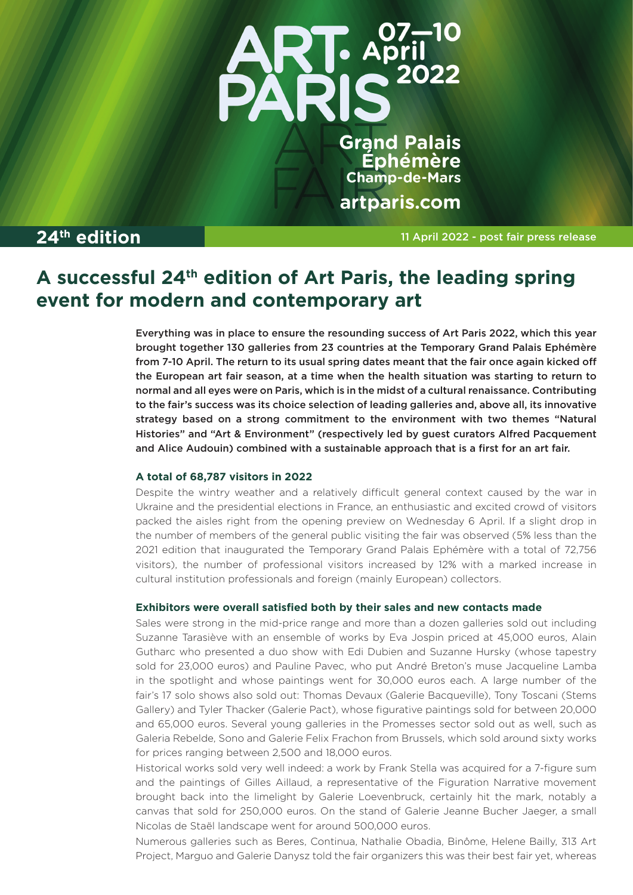ART PARIS 07—10 April 2022

Grand Palais Éphémère Champ-de-Mars

artparis.com

**24th edition**

11 April 2022 - post fair press release

# A successful 24th edition of Art Paris, the leading spring event for modern and contemporary art

**Everything was in place to ensure the resounding success of Art Paris 2022, which this year brought together 130 galleries from 23 countries at the Temporary Grand Palais Ephémère from 7-10 April. The return to its usual spring dates meant that the fair once again kicked off the European art fair season, at a time when the health situation was starting to return to normal and all eyes were on Paris, which is in the midst of a cultural renaissance. Contributing to the fair's success was its choice selection of leading galleries and, above all, its innovative strategy based on a strong commitment to the environment with two themes "Natural Histories" and "Art & Environment" (respectively led by guest curators Alfred Pacquement and Alice Audouin) combined with a sustainable approach that is a first for an art fair.**

### A total of 68,787 visitors in 2022

Despite the wintry weather and a relatively difficult general context caused by the war in Ukraine and the presidential elections in France, an enthusiastic and excited crowd of visitors packed the aisles right from the opening preview on Wednesday 6 April. If a slight drop in the number of members of the general public visiting the fair was observed (5% less than the 2021 edition that inaugurated the Temporary Grand Palais Ephémère with a total of 72,756 visitors), the number of professional visitors increased by 12% with a marked increase in cultural institution professionals and foreign (mainly European) collectors.

### Exhibitors were overall satisfied both by their sales and new contacts made

Sales were strong in the mid-price range and more than a dozen galleries sold out including Suzanne Tarasiève with an ensemble of works by Eva Jospin priced at 45,000 euros, Alain Gutharc who presented a duo show with Edi Dubien and Suzanne Hursky (whose tapestry sold for 23,000 euros) and Pauline Pavec, who put André Breton's muse Jacqueline Lamba in the spotlight and whose paintings went for 30,000 euros each. A large number of the fair's 17 solo shows also sold out: Thomas Devaux (Galerie Bacqueville), Tony Toscani (Stems Gallery) and Tyler Thacker (Galerie Pact), whose figurative paintings sold for between 20,000 and 65,000 euros. Several young galleries in the Promesses sector sold out as well, such as Galeria Rebelde, Sono and Galerie Felix Frachon from Brussels, which sold around sixty works for prices ranging between 2,500 and 18,000 euros.

Historical works sold very well indeed: a work by Frank Stella was acquired for a 7-figure sum and the paintings of Gilles Aillaud, a representative of the Figuration Narrative movement brought back into the limelight by Galerie Loevenbruck, certainly hit the mark, notably a canvas that sold for 250,000 euros. On the stand of Galerie Jeanne Bucher Jaeger, a small Nicolas de Staël landscape went for around 500,000 euros.

Numerous galleries such as Beres, Continua, Nathalie Obadia, Binôme, Helene Bailly, 313 Art Project, Marguo and Galerie Danysz told the fair organizers this was their best fair yet, whereas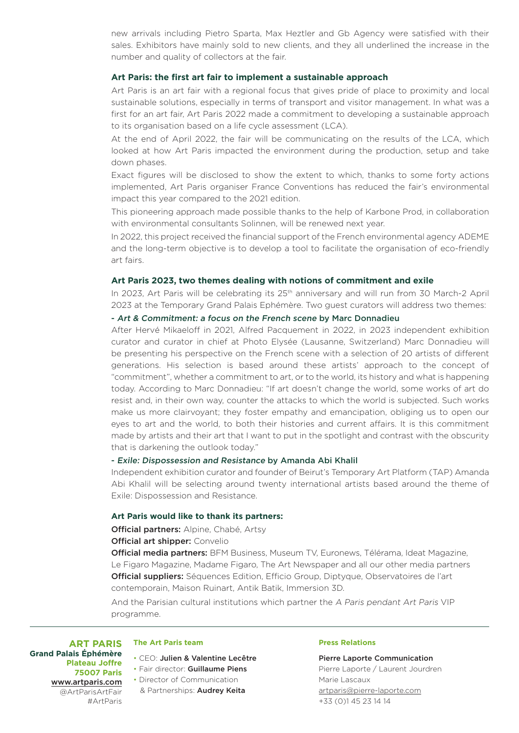new arrivals including Pietro Sparta, Max Heztler and Gb Agency were satisfied with their sales. Exhibitors have mainly sold to new clients, and they all underlined the increase in the number and quality of collectors at the fair.

### Art Paris: the first art fair to implement a sustainable approach

Art Paris is an art fair with a regional focus that gives pride of place to proximity and local sustainable solutions, especially in terms of transport and visitor management. In what was a first for an art fair, Art Paris 2022 made a commitment to developing a sustainable approach to its organisation based on a life cycle assessment (LCA).

At the end of April 2022, the fair will be communicating on the results of the LCA, which looked at how Art Paris impacted the environment during the production, setup and take down phases.

Exact figures will be disclosed to show the extent to which, thanks to some forty actions implemented, Art Paris organiser France Conventions has reduced the fair's environmental impact this year compared to the 2021 edition.

This pioneering approach made possible thanks to the help of Karbone Prod, in collaboration with environmental consultants Solinnen, will be renewed next year.

In 2022, this project received the financial support of the French environmental agency ADEME and the long-term objective is to develop a tool to facilitate the organisation of eco-friendly art fairs.

### Art Paris 2023, two themes dealing with notions of commitment and exile

In 2023, Art Paris will be celebrating its 25th anniversary and will run from 30 March-2 April 2023 at the Temporary Grand Palais Ephémère. Two guest curators will address two themes:

**- *Art & Commitment: a focus on the French scene* by Marc Donnadieu**

After Hervé Mikaeloff in 2021, Alfred Pacquement in 2022, in 2023 independent exhibition curator and curator in chief at Photo Elysée (Lausanne, Switzerland) Marc Donnadieu will be presenting his perspective on the French scene with a selection of 20 artists of different generations. His selection is based around these artists' approach to the concept of "commitment", whether a commitment to art, or to the world, its history and what is happening today. According to Marc Donnadieu: "If art doesn't change the world, some works of art do resist and, in their own way, counter the attacks to which the world is subjected. Such works make us more clairvoyant; they foster empathy and emancipation, obliging us to open our eyes to art and the world, to both their histories and current affairs. It is this commitment made by artists and their art that I want to put in the spotlight and contrast with the obscurity that is darkening the outlook today."

**- *Exile: Dispossession and Resistance* by Amanda Abi Khalil**

Independent exhibition curator and founder of Beirut's Temporary Art Platform (TAP) Amanda Abi Khalil will be selecting around twenty international artists based around the theme of Exile: Dispossession and Resistance.

### Art Paris would like to thank its partners:

**Official partners:** Alpine, Chabé, Artsy
**Official art shipper:** Convelio
**Official media partners:** BFM Business, Museum TV, Euronews, Télérama, Ideat Magazine, Le Figaro Magazine, Madame Figaro, The Art Newspaper and all our other media partners
**Official suppliers:** Séquences Edition, Efficio Group, Diptyque, Observatoires de l'art contemporain, Maison Ruinart, Antik Batik, Immersion 3D.

And the Parisian cultural institutions which partner the *A Paris pendant Art Paris* VIP programme.

---

**ART PARIS**
**Grand Palais Éphémère**
**Plateau Joffre**
**75007 Paris**
**www.artparis.com**
@ArtParisArtFair
#ArtParis

**The Art Paris team**

- CEO: **Julien & Valentine Lecêtre**
- Fair director: **Guillaume Piens**
- Director of Communication & Partnerships: **Audrey Keita**

**Press Relations**

**Pierre Laporte Communication**
Pierre Laporte / Laurent Jourdren
Marie Lascaux
artparis@pierre-laporte.com
+33 (0)1 45 23 14 14